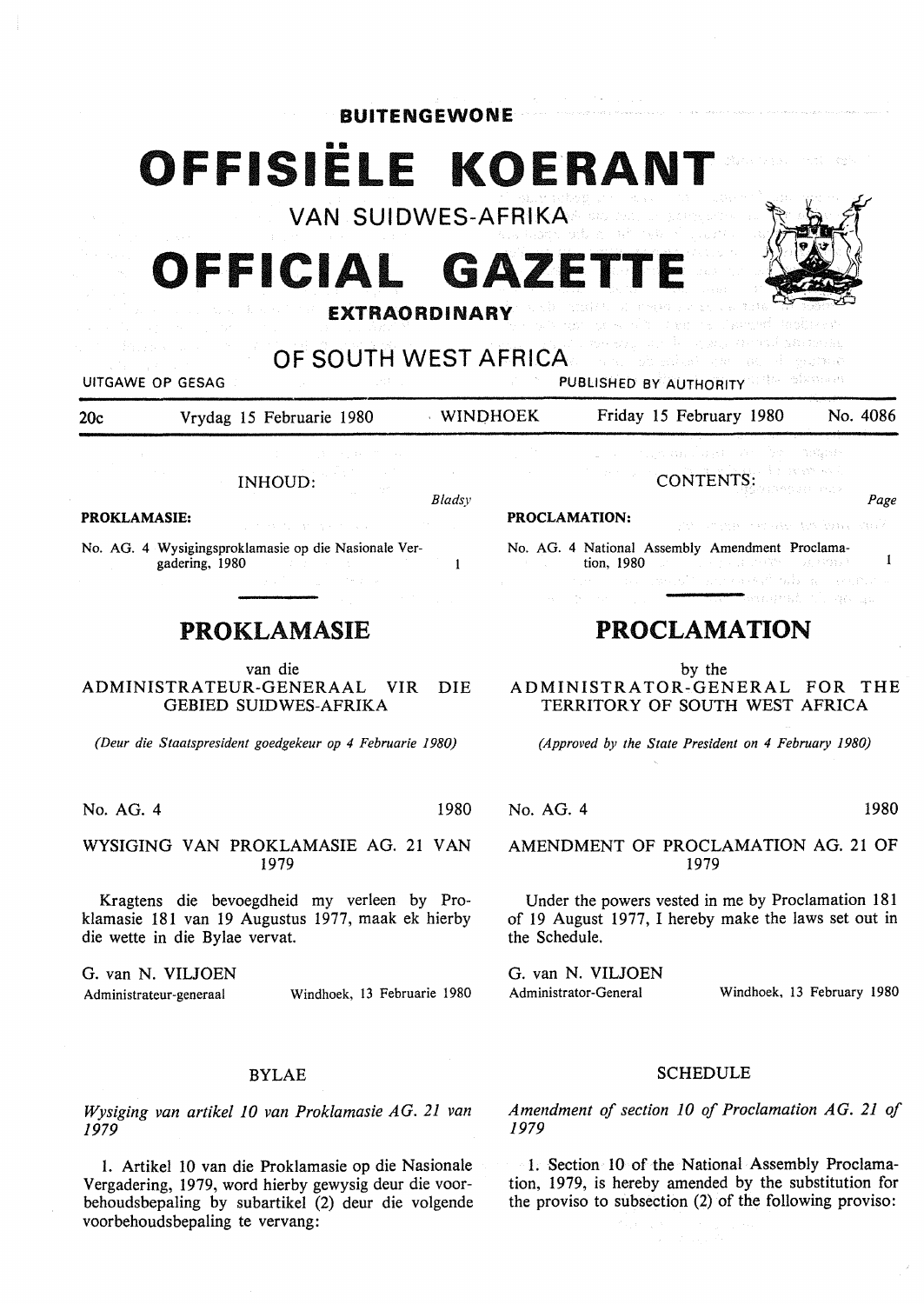**BUITENGEWONE**

# OFFISIËLE KOERANT

## VAN SUIDWES-AFRIKA

# OFFICIAL GAZETTE

**EXTRAORDINARY**

## OF SOUTH WEST AFRICA

UITGAWE OP GESAG — PUBLISHED BY AUTHORITY

20c — Vrydag 15 Februarie 1980 — WINDHOEK — Friday 15 February 1980 — No. 4086

INHOUD:

**PROKLAMASIE:** — *Bladsy*

No. AG. 4 Wysigingsproklamasie op die Nasionale Vergadering, 1980 — 1

CONTENTS:

**PROCLAMATION:** — *Page*

No. AG. 4 National Assembly Amendment Proclamation, 1980 — 1

## PROKLAMASIE

van die
ADMINISTRATEUR-GENERAAL VIR DIE GEBIED SUIDWES-AFRIKA

*(Deur die Staatspresident goedgekeur op 4 Februarie 1980)*

No. AG. 4 — 1980

WYSIGING VAN PROKLAMASIE AG. 21 VAN 1979

Kragtens die bevoegdheid my verleen by Proklamasie 181 van 19 Augustus 1977, maak ek hierby die wette in die Bylae vervat.

G. van N. VILJOEN
Administrateur-generaal — Windhoek, 13 Februarie 1980

BYLAE

*Wysiging van artikel 10 van Proklamasie AG. 21 van 1979*

1. Artikel 10 van die Proklamasie op die Nasionale Vergadering, 1979, word hierby gewysig deur die voorbehoudsbepaling by subartikel (2) deur die volgende voorbehoudsbepaling te vervang:

## PROCLAMATION

by the
ADMINISTRATOR-GENERAL FOR THE TERRITORY OF SOUTH WEST AFRICA

*(Approved by the State President on 4 February 1980)*

No. AG. 4 — 1980

AMENDMENT OF PROCLAMATION AG. 21 OF 1979

Under the powers vested in me by Proclamation 181 of 19 August 1977, I hereby make the laws set out in the Schedule.

G. van N. VILJOEN
Administrator-General — Windhoek, 13 February 1980

SCHEDULE

*Amendment of section 10 of Proclamation AG. 21 of 1979*

1. Section 10 of the National Assembly Proclamation, 1979, is hereby amended by the substitution for the proviso to subsection (2) of the following proviso: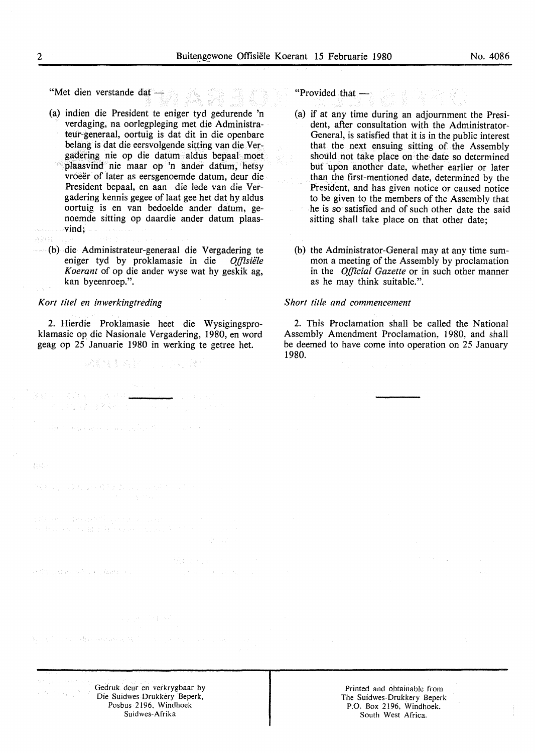"Met dien verstande dat —

(a) indien die President te eniger tyd gedurende 'n verdaging, na oorlegpleging met die Administrateur-generaal, oortuig is dat dit in die openbare belang is dat die eersvolgende sitting van die Vergadering nie op die datum aldus bepaal moet plaasvind nie maar op 'n ander datum, hetsy vroeër of later as eersgenoemde datum, deur die President bepaal, en aan die lede van die Vergadering kennis gegee of laat gee het dat hy aldus oortuig is en van bedoelde ander datum, genoemde sitting op daardie ander datum plaasvind;

(b) die Administrateur-generaal die Vergadering te eniger tyd by proklamasie in die *Offisiële Koerant* of op die ander wyse wat hy geskik ag, kan byeenroep.".

*Kort titel en inwerkingtreding*

2. Hierdie Proklamasie heet die Wysigingsproklamasie op die Nasionale Vergadering, 1980, en word geag op 25 Januarie 1980 in werking te getree het.

---

"Provided that —

(a) if at any time during an adjournment the President, after consultation with the Administrator-General, is satisfied that it is in the public interest that the next ensuing sitting of the Assembly should not take place on the date so determined but upon another date, whether earlier or later than the first-mentioned date, determined by the President, and has given notice or caused notice to be given to the members of the Assembly that he is so satisfied and of such other date the said sitting shall take place on that other date;

(b) the Administrator-General may at any time summon a meeting of the Assembly by proclamation in the *Official Gazette* or in such other manner as he may think suitable.".

*Short title and commencement*

2. This Proclamation shall be called the National Assembly Amendment Proclamation, 1980, and shall be deemed to have come into operation on 25 January 1980.

---

Gedruk deur en verkrygbaar by
Die Suidwes-Drukkery Beperk,
Posbus 2196, Windhoek
Suidwes-Afrika

Printed and obtainable from
The Suidwes-Drukkery Beperk
P.O. Box 2196, Windhoek.
South West Africa.